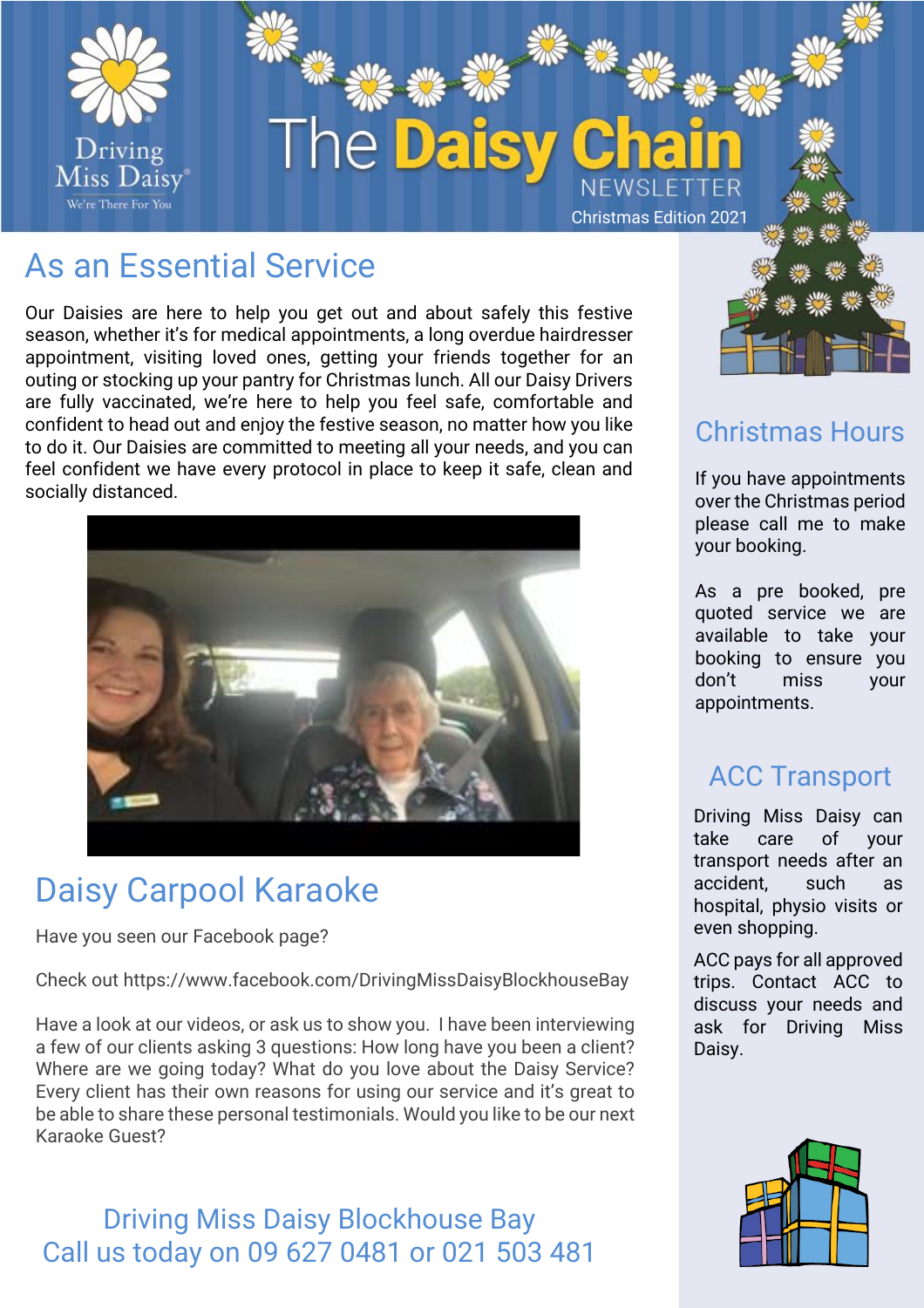Driving Miss Daisy
We're There For You

# The Daisy Chain NEWSLETTER

Christmas Edition 2021

## As an Essential Service

Our Daisies are here to help you get out and about safely this festive season, whether it's for medical appointments, a long overdue hairdresser appointment, visiting loved ones, getting your friends together for an outing or stocking up your pantry for Christmas lunch. All our Daisy Drivers are fully vaccinated, we're here to help you feel safe, comfortable and confident to head out and enjoy the festive season, no matter how you like to do it. Our Daisies are committed to meeting all your needs, and you can feel confident we have every protocol in place to keep it safe, clean and socially distanced.

## Daisy Carpool Karaoke

Have you seen our Facebook page?

Check out https://www.facebook.com/DrivingMissDaisyBlockhouseBay

Have a look at our videos, or ask us to show you. I have been interviewing a few of our clients asking 3 questions: How long have you been a client? Where are we going today? What do you love about the Daisy Service? Every client has their own reasons for using our service and it's great to be able to share these personal testimonials. Would you like to be our next Karaoke Guest?

## Christmas Hours

If you have appointments over the Christmas period please call me to make your booking.

As a pre booked, pre quoted service we are available to take your booking to ensure you don't miss your appointments.

## ACC Transport

Driving Miss Daisy can take care of your transport needs after an accident, such as hospital, physio visits or even shopping.

ACC pays for all approved trips. Contact ACC to discuss your needs and ask for Driving Miss Daisy.

### Driving Miss Daisy Blockhouse Bay
### Call us today on 09 627 0481 or 021 503 481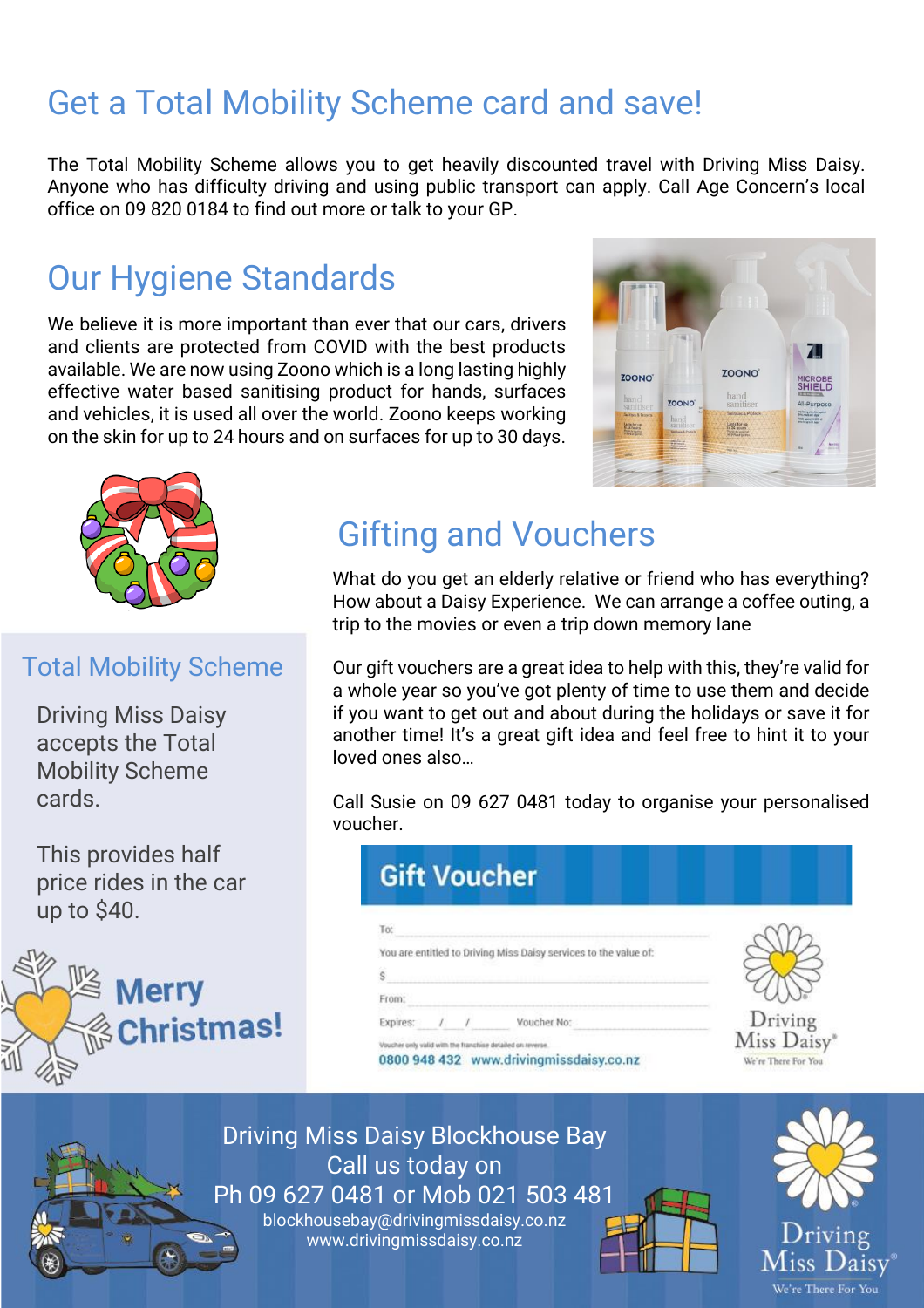# Get a Total Mobility Scheme card and save!

The Total Mobility Scheme allows you to get heavily discounted travel with Driving Miss Daisy. Anyone who has difficulty driving and using public transport can apply. Call Age Concern's local office on 09 820 0184 to find out more or talk to your GP.

# Our Hygiene Standards

We believe it is more important than ever that our cars, drivers and clients are protected from COVID with the best products available. We are now using Zoono which is a long lasting highly effective water based sanitising product for hands, surfaces and vehicles, it is used all over the world. Zoono keeps working on the skin for up to 24 hours and on surfaces for up to 30 days.

## Total Mobility Scheme

Driving Miss Daisy accepts the Total Mobility Scheme cards.

This provides half price rides in the car up to $40.

**Merry Christmas!**

# Gifting and Vouchers

What do you get an elderly relative or friend who has everything? How about a Daisy Experience. We can arrange a coffee outing, a trip to the movies or even a trip down memory lane

Our gift vouchers are a great idea to help with this, they're valid for a whole year so you've got plenty of time to use them and decide if you want to get out and about during the holidays or save it for another time! It's a great gift idea and feel free to hint it to your loved ones also…

Call Susie on 09 627 0481 today to organise your personalised voucher.

**Gift Voucher**

To: ______________________

You are entitled to Driving Miss Daisy services to the value of:

$ ______________________

From: ______________________

Expires: ___ / ___ / ______ Voucher No: ______________

Voucher only valid with the franchise detailed on reverse.

0800 948 432 www.drivingmissdaisy.co.nz

Driving Miss Daisy® We're There For You

Driving Miss Daisy Blockhouse Bay
Call us today on
Ph 09 627 0481 or Mob 021 503 481
blockhousebay@drivingmissdaisy.co.nz
www.drivingmissdaisy.co.nz

Driving Miss Daisy® We're There For You